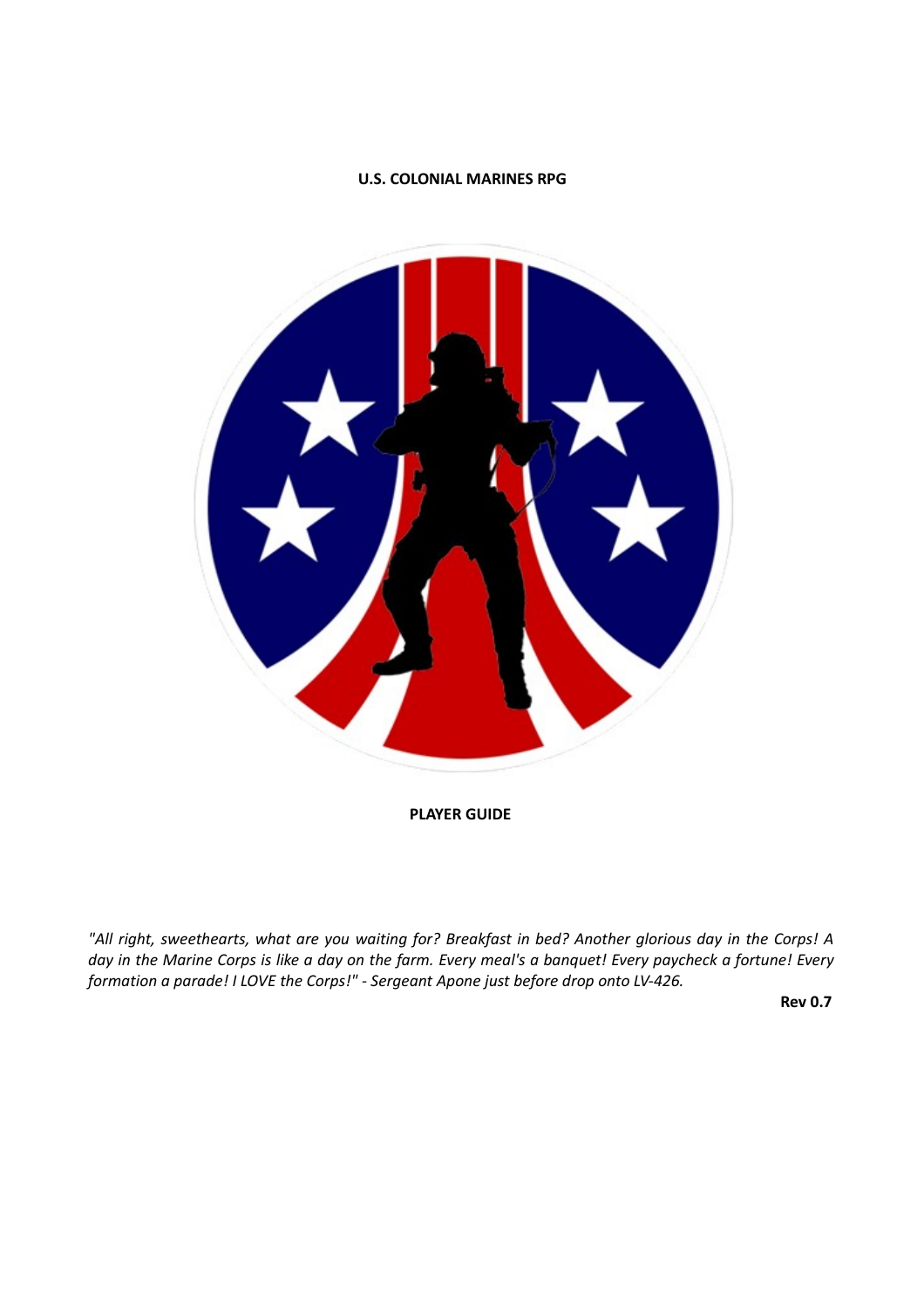**U.S. COLONIAL MARINES RPG**

**PLAYER GUIDE**

*"All right, sweethearts, what are you waiting for? Breakfast in bed? Another glorious day in the Corps! A day in the Marine Corps is like a day on the farm. Every meal's a banquet! Every paycheck a fortune! Every formation a parade! I LOVE the Corps!" - Sergeant Apone just before drop onto LV-426.*

**Rev 0.7**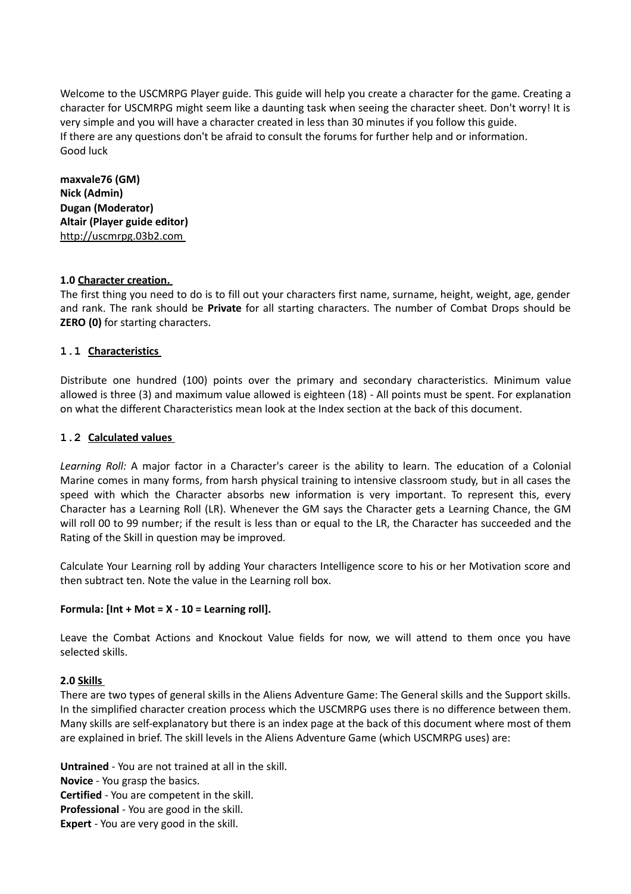Welcome to the USCMRPG Player guide. This guide will help you create a character for the game. Creating a character for USCMRPG might seem like a daunting task when seeing the character sheet. Don't worry! It is very simple and you will have a character created in less than 30 minutes if you follow this guide.
If there are any questions don't be afraid to consult the forums for further help and or information.
Good luck

**maxvale76 (GM)**
**Nick (Admin)**
**Dugan (Moderator)**
**Altair (Player guide editor)**
http://uscmrpg.03b2.com

### 1.0 Character creation.

The first thing you need to do is to fill out your characters first name, surname, height, weight, age, gender and rank. The rank should be **Private** for all starting characters. The number of Combat Drops should be **ZERO (0)** for starting characters.

### 1.1 Characteristics

Distribute one hundred (100) points over the primary and secondary characteristics. Minimum value allowed is three (3) and maximum value allowed is eighteen (18) - All points must be spent. For explanation on what the different Characteristics mean look at the Index section at the back of this document.

### 1.2 Calculated values

*Learning Roll:* A major factor in a Character's career is the ability to learn. The education of a Colonial Marine comes in many forms, from harsh physical training to intensive classroom study, but in all cases the speed with which the Character absorbs new information is very important. To represent this, every Character has a Learning Roll (LR). Whenever the GM says the Character gets a Learning Chance, the GM will roll 00 to 99 number; if the result is less than or equal to the LR, the Character has succeeded and the Rating of the Skill in question may be improved.

Calculate Your Learning roll by adding Your characters Intelligence score to his or her Motivation score and then subtract ten. Note the value in the Learning roll box.

**Formula: [Int + Mot = X - 10 = Learning roll].**

Leave the Combat Actions and Knockout Value fields for now, we will attend to them once you have selected skills.

### 2.0 Skills

There are two types of general skills in the Aliens Adventure Game: The General skills and the Support skills. In the simplified character creation process which the USCMRPG uses there is no difference between them. Many skills are self-explanatory but there is an index page at the back of this document where most of them are explained in brief. The skill levels in the Aliens Adventure Game (which USCMRPG uses) are:

**Untrained** - You are not trained at all in the skill.
**Novice** - You grasp the basics.
**Certified** - You are competent in the skill.
**Professional** - You are good in the skill.
**Expert** - You are very good in the skill.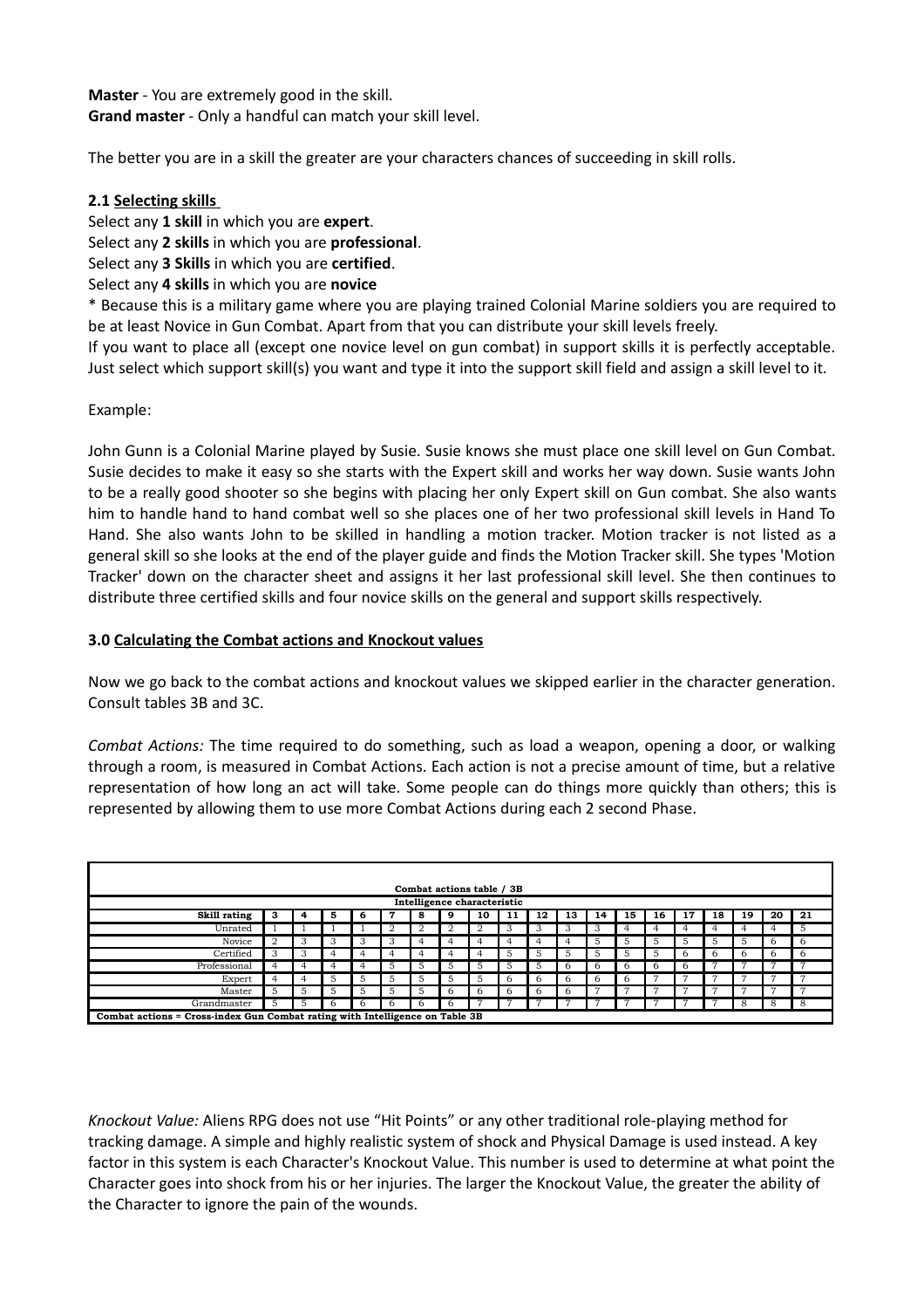**Master** - You are extremely good in the skill.
**Grand master** - Only a handful can match your skill level.

The better you are in a skill the greater are your characters chances of succeeding in skill rolls.

### 2.1 Selecting skills

Select any **1 skill** in which you are **expert**.
Select any **2 skills** in which you are **professional**.
Select any **3 Skills** in which you are **certified**.
Select any **4 skills** in which you are **novice**

* Because this is a military game where you are playing trained Colonial Marine soldiers you are required to be at least Novice in Gun Combat. Apart from that you can distribute your skill levels freely.
If you want to place all (except one novice level on gun combat) in support skills it is perfectly acceptable. Just select which support skill(s) you want and type it into the support skill field and assign a skill level to it.

Example:

John Gunn is a Colonial Marine played by Susie. Susie knows she must place one skill level on Gun Combat. Susie decides to make it easy so she starts with the Expert skill and works her way down. Susie wants John to be a really good shooter so she begins with placing her only Expert skill on Gun combat. She also wants him to handle hand to hand combat well so she places one of her two professional skill levels in Hand To Hand. She also wants John to be skilled in handling a motion tracker. Motion tracker is not listed as a general skill so she looks at the end of the player guide and finds the Motion Tracker skill. She types 'Motion Tracker' down on the character sheet and assigns it her last professional skill level. She then continues to distribute three certified skills and four novice skills on the general and support skills respectively.

### 3.0 Calculating the Combat actions and Knockout values

Now we go back to the combat actions and knockout values we skipped earlier in the character generation. Consult tables 3B and 3C.

*Combat Actions:* The time required to do something, such as load a weapon, opening a door, or walking through a room, is measured in Combat Actions. Each action is not a precise amount of time, but a relative representation of how long an act will take. Some people can do things more quickly than others; this is represented by allowing them to use more Combat Actions during each 2 second Phase.

**Combat actions table / 3B**

| | Intelligence characteristic | | | | | | | | | | | | | | | | | | |
|---|---|---|---|---|---|---|---|---|---|---|---|---|---|---|---|---|---|---|---|
| **Skill rating** | **3** | **4** | **5** | **6** | **7** | **8** | **9** | **10** | **11** | **12** | **13** | **14** | **15** | **16** | **17** | **18** | **19** | **20** | **21** |
| Unrated | 1 | 1 | 1 | 1 | 2 | 2 | 2 | 2 | 3 | 3 | 3 | 3 | 4 | 4 | 4 | 4 | 4 | 4 | 5 |
| Novice | 2 | 3 | 3 | 3 | 3 | 4 | 4 | 4 | 4 | 4 | 4 | 5 | 5 | 5 | 5 | 5 | 5 | 6 | 6 |
| Certified | 3 | 3 | 4 | 4 | 4 | 4 | 4 | 4 | 5 | 5 | 5 | 5 | 5 | 5 | 6 | 6 | 6 | 6 | 6 |
| Professional | 4 | 4 | 4 | 4 | 5 | 5 | 5 | 5 | 5 | 5 | 6 | 6 | 6 | 6 | 6 | 7 | 7 | 7 | 7 |
| Expert | 4 | 4 | 5 | 5 | 5 | 5 | 5 | 5 | 6 | 6 | 6 | 6 | 6 | 7 | 7 | 7 | 7 | 7 | 7 |
| Master | 5 | 5 | 5 | 5 | 5 | 5 | 6 | 6 | 6 | 6 | 6 | 7 | 7 | 7 | 7 | 7 | 7 | 7 | 7 |
| Grandmaster | 5 | 5 | 6 | 6 | 6 | 6 | 6 | 7 | 7 | 7 | 7 | 7 | 7 | 7 | 7 | 7 | 8 | 8 | 8 |

**Combat actions = Cross-index Gun Combat rating with Intelligence on Table 3B**

*Knockout Value:* Aliens RPG does not use "Hit Points" or any other traditional role-playing method for tracking damage. A simple and highly realistic system of shock and Physical Damage is used instead. A key factor in this system is each Character's Knockout Value. This number is used to determine at what point the Character goes into shock from his or her injuries. The larger the Knockout Value, the greater the ability of the Character to ignore the pain of the wounds.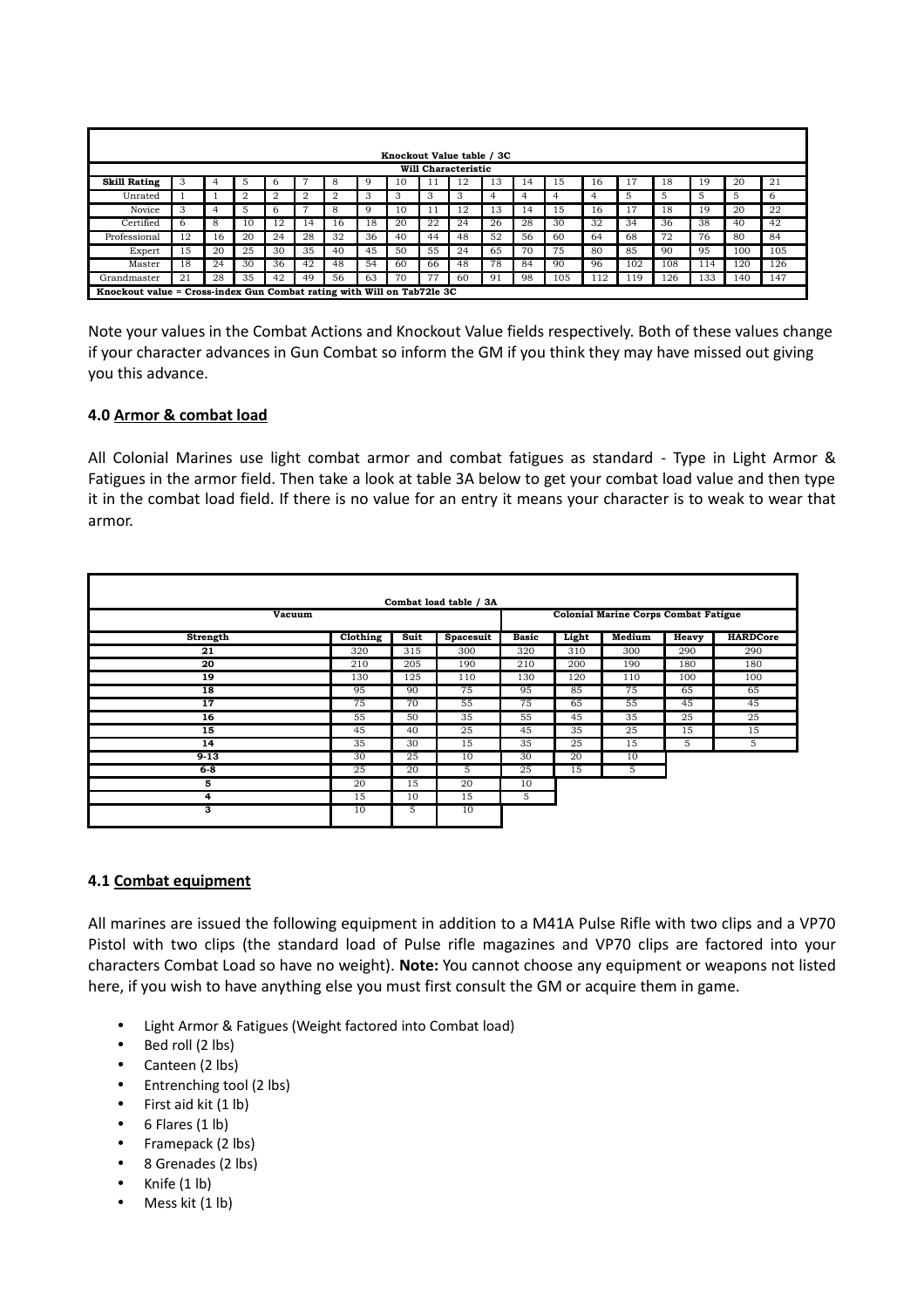| Knockout Value table / 3C | | | | | | | | | | | | | | | | | | | |
|---|---|---|---|---|---|---|---|---|---|---|---|---|---|---|---|---|---|---|---|
| | Will Characteristic | | | | | | | | | | | | | | | | | | |
| **Skill Rating** | 3 | 4 | 5 | 6 | 7 | 8 | 9 | 10 | 11 | 12 | 13 | 14 | 15 | 16 | 17 | 18 | 19 | 20 | 21 |
| Unrated | 1 | 1 | 2 | 2 | 2 | 2 | 3 | 3 | 3 | 3 | 4 | 4 | 4 | 4 | 5 | 5 | 5 | 5 | 6 |
| Novice | 3 | 4 | 5 | 6 | 7 | 8 | 9 | 10 | 11 | 12 | 13 | 14 | 15 | 16 | 17 | 18 | 19 | 20 | 22 |
| Certified | 6 | 8 | 10 | 12 | 14 | 16 | 18 | 20 | 22 | 24 | 26 | 28 | 30 | 32 | 34 | 36 | 38 | 40 | 42 |
| Professional | 12 | 16 | 20 | 24 | 28 | 32 | 36 | 40 | 44 | 48 | 52 | 56 | 60 | 64 | 68 | 72 | 76 | 80 | 84 |
| Expert | 15 | 20 | 25 | 30 | 35 | 40 | 45 | 50 | 55 | 24 | 65 | 70 | 75 | 80 | 85 | 90 | 95 | 100 | 105 |
| Master | 18 | 24 | 30 | 36 | 42 | 48 | 54 | 60 | 66 | 48 | 78 | 84 | 90 | 96 | 102 | 108 | 114 | 120 | 126 |
| Grandmaster | 21 | 28 | 35 | 42 | 49 | 56 | 63 | 70 | 77 | 60 | 91 | 98 | 105 | 112 | 119 | 126 | 133 | 140 | 147 |
| **Knockout value = Cross-index Gun Combat rating with Will on Tab72le 3C** | | | | | | | | | | | | | | | | | | | |

Note your values in the Combat Actions and Knockout Value fields respectively. Both of these values change if your character advances in Gun Combat so inform the GM if you think they may have missed out giving you this advance.

## 4.0 Armor & combat load

All Colonial Marines use light combat armor and combat fatigues as standard - Type in Light Armor & Fatigues in the armor field. Then take a look at table 3A below to get your combat load value and then type it in the combat load field. If there is no value for an entry it means your character is to weak to wear that armor.

| Combat load table / 3A | | | | | | | | |
|---|---|---|---|---|---|---|---|---|
| Vacuum | | | | Colonial Marine Corps Combat Fatigue | | | | |
| **Strength** | **Clothing** | **Suit** | **Spacesuit** | **Basic** | **Light** | **Medium** | **Heavy** | **HARDCore** |
| **21** | 320 | 315 | 300 | 320 | 310 | 300 | 290 | 290 |
| **20** | 210 | 205 | 190 | 210 | 200 | 190 | 180 | 180 |
| **19** | 130 | 125 | 110 | 130 | 120 | 110 | 100 | 100 |
| **18** | 95 | 90 | 75 | 95 | 85 | 75 | 65 | 65 |
| **17** | 75 | 70 | 55 | 75 | 65 | 55 | 45 | 45 |
| **16** | 55 | 50 | 35 | 55 | 45 | 35 | 25 | 25 |
| **15** | 45 | 40 | 25 | 45 | 35 | 25 | 15 | 15 |
| **14** | 35 | 30 | 15 | 35 | 25 | 15 | 5 | 5 |
| **9-13** | 30 | 25 | 10 | 30 | 20 | 10 | | |
| **6-8** | 25 | 20 | 5 | 25 | 15 | 5 | | |
| **5** | 20 | 15 | 20 | 10 | | | | |
| **4** | 15 | 10 | 15 | 5 | | | | |
| **3** | 10 | 5 | 10 | | | | | |

## 4.1 Combat equipment

All marines are issued the following equipment in addition to a M41A Pulse Rifle with two clips and a VP70 Pistol with two clips (the standard load of Pulse rifle magazines and VP70 clips are factored into your characters Combat Load so have no weight). **Note:** You cannot choose any equipment or weapons not listed here, if you wish to have anything else you must first consult the GM or acquire them in game.

- Light Armor & Fatigues (Weight factored into Combat load)
- Bed roll (2 lbs)
- Canteen (2 lbs)
- Entrenching tool (2 lbs)
- First aid kit (1 lb)
- 6 Flares (1 lb)
- Framepack (2 lbs)
- 8 Grenades (2 lbs)
- Knife (1 lb)
- Mess kit (1 lb)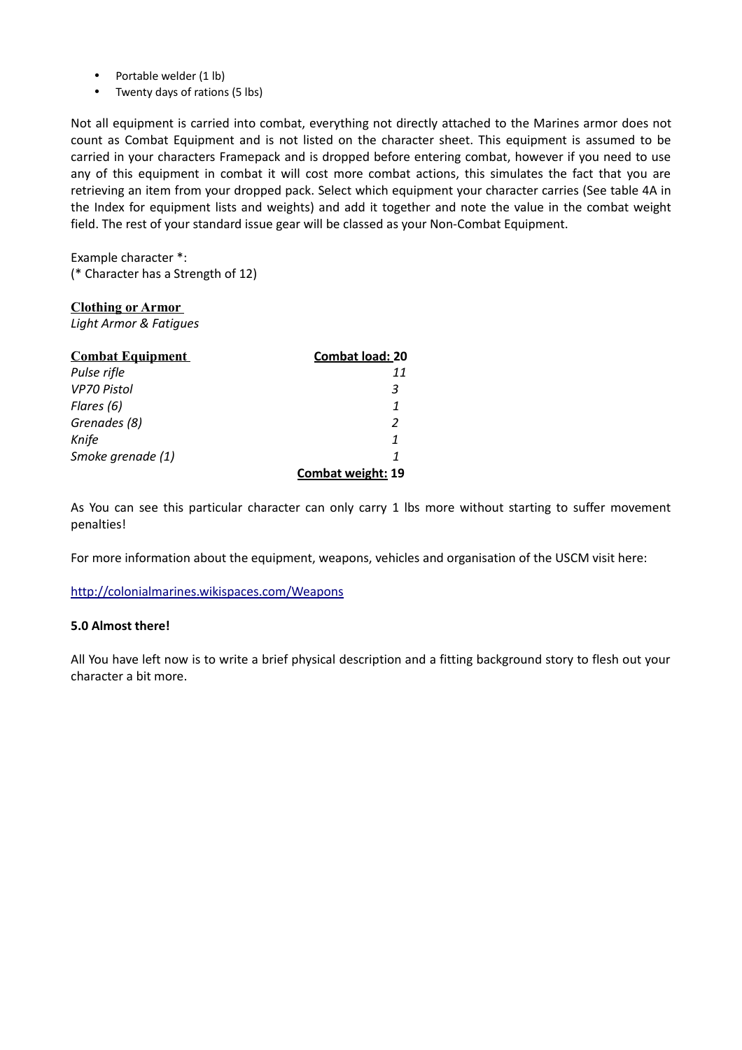- Portable welder (1 lb)
- Twenty days of rations (5 lbs)

Not all equipment is carried into combat, everything not directly attached to the Marines armor does not count as Combat Equipment and is not listed on the character sheet. This equipment is assumed to be carried in your characters Framepack and is dropped before entering combat, however if you need to use any of this equipment in combat it will cost more combat actions, this simulates the fact that you are retrieving an item from your dropped pack. Select which equipment your character carries (See table 4A in the Index for equipment lists and weights) and add it together and note the value in the combat weight field. The rest of your standard issue gear will be classed as your Non-Combat Equipment.

Example character *:
(* Character has a Strength of 12)

**Clothing or Armor**
*Light Armor & Fatigues*

| **Combat Equipment** | **Combat load: 20** |
|---|---|
| *Pulse rifle* | *11* |
| *VP70 Pistol* | *3* |
| *Flares (6)* | *1* |
| *Grenades (8)* | *2* |
| *Knife* | *1* |
| *Smoke grenade (1)* | *1* |
| | **Combat weight: 19** |

As You can see this particular character can only carry 1 lbs more without starting to suffer movement penalties!

For more information about the equipment, weapons, vehicles and organisation of the USCM visit here:

http://colonialmarines.wikispaces.com/Weapons

**5.0 Almost there!**

All You have left now is to write a brief physical description and a fitting background story to flesh out your character a bit more.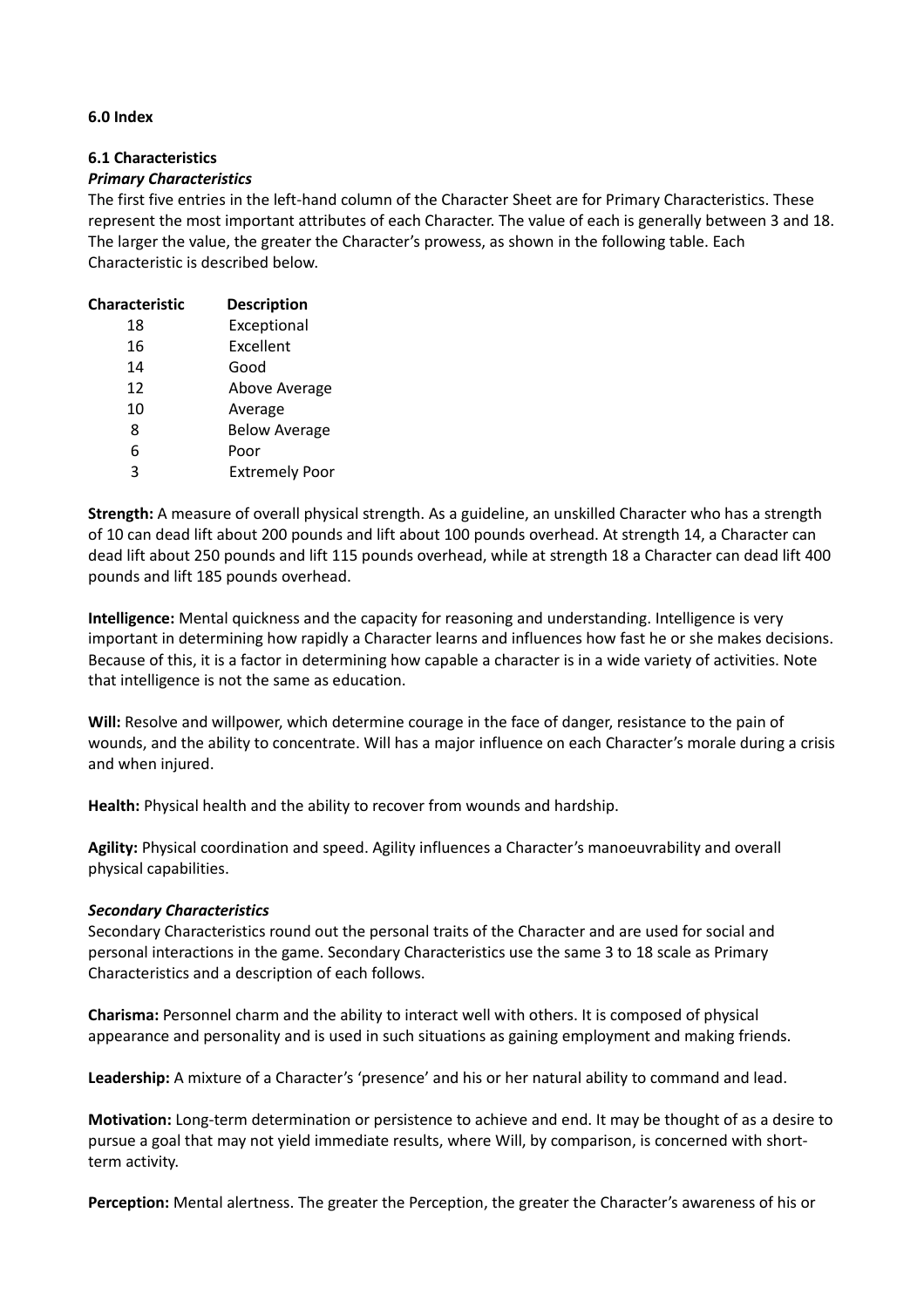# 6.0 Index

## 6.1 Characteristics

### *Primary Characteristics*

The first five entries in the left-hand column of the Character Sheet are for Primary Characteristics. These represent the most important attributes of each Character. The value of each is generally between 3 and 18. The larger the value, the greater the Character's prowess, as shown in the following table. Each Characteristic is described below.

| Characteristic | Description |
|---|---|
| 18 | Exceptional |
| 16 | Excellent |
| 14 | Good |
| 12 | Above Average |
| 10 | Average |
| 8 | Below Average |
| 6 | Poor |
| 3 | Extremely Poor |

**Strength:** A measure of overall physical strength. As a guideline, an unskilled Character who has a strength of 10 can dead lift about 200 pounds and lift about 100 pounds overhead. At strength 14, a Character can dead lift about 250 pounds and lift 115 pounds overhead, while at strength 18 a Character can dead lift 400 pounds and lift 185 pounds overhead.

**Intelligence:** Mental quickness and the capacity for reasoning and understanding. Intelligence is very important in determining how rapidly a Character learns and influences how fast he or she makes decisions. Because of this, it is a factor in determining how capable a character is in a wide variety of activities. Note that intelligence is not the same as education.

**Will:** Resolve and willpower, which determine courage in the face of danger, resistance to the pain of wounds, and the ability to concentrate. Will has a major influence on each Character's morale during a crisis and when injured.

**Health:** Physical health and the ability to recover from wounds and hardship.

**Agility:** Physical coordination and speed. Agility influences a Character's manoeuvrability and overall physical capabilities.

### *Secondary Characteristics*

Secondary Characteristics round out the personal traits of the Character and are used for social and personal interactions in the game. Secondary Characteristics use the same 3 to 18 scale as Primary Characteristics and a description of each follows.

**Charisma:** Personnel charm and the ability to interact well with others. It is composed of physical appearance and personality and is used in such situations as gaining employment and making friends.

**Leadership:** A mixture of a Character's 'presence' and his or her natural ability to command and lead.

**Motivation:** Long-term determination or persistence to achieve and end. It may be thought of as a desire to pursue a goal that may not yield immediate results, where Will, by comparison, is concerned with short-term activity.

**Perception:** Mental alertness. The greater the Perception, the greater the Character's awareness of his or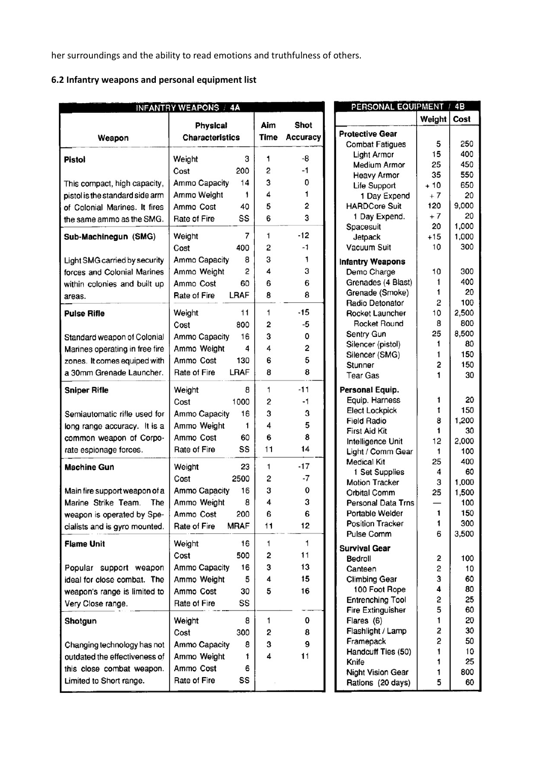her surroundings and the ability to read emotions and truthfulness of others.

### 6.2 Infantry weapons and personal equipment list

**INFANTRY WEAPONS / 4A**

| Weapon | Physical Characteristics | | Aim Time | Shot Accuracy |
|---|---|---|---|---|
| **Pistol** | Weight | 3 | 1 | -8 |
| | Cost | 200 | 2 | -1 |
| This compact, high capacity, | Ammo Capacity | 14 | 3 | 0 |
| pistol is the standard side arm | Ammo Weight | 1 | 4 | 1 |
| of Colonial Marines. It fires | Ammo Cost | 40 | 5 | 2 |
| the same ammo as the SMG. | Rate of Fire | SS | 6 | 3 |
| **Sub-Machinegun (SMG)** | Weight | 7 | 1 | -12 |
| | Cost | 400 | 2 | -1 |
| Light SMG carried by security | Ammo Capacity | 8 | 3 | 1 |
| forces and Colonial Marines | Ammo Weight | 2 | 4 | 3 |
| within colonies and built up | Ammo Cost | 60 | 6 | 6 |
| areas. | Rate of Fire | LRAF | 8 | 8 |
| **Pulse Rifle** | Weight | 11 | 1 | -15 |
| | Cost | 800 | 2 | -5 |
| Standard weapon of Colonial | Ammo Capacity | 16 | 3 | 0 |
| Marines operating in free fire | Ammo Weight | 4 | 4 | 2 |
| zones. It comes equiped with | Ammo Cost | 130 | 6 | 5 |
| a 30mm Grenade Launcher. | Rate of Fire | LRAF | 8 | 8 |
| **Sniper Rifle** | Weight | 8 | 1 | -11 |
| | Cost | 1000 | 2 | -1 |
| Semiautomatic rifle used for | Ammo Capacity | 16 | 3 | 3 |
| long range accuracy. It is a | Ammo Weight | 1 | 4 | 5 |
| common weapon of Corpo- | Ammo Cost | 60 | 6 | 8 |
| rate espionage forces. | Rate of Fire | SS | 11 | 14 |
| **Machine Gun** | Weight | 23 | 1 | -17 |
| | Cost | 2500 | 2 | -7 |
| Main fire support weapon of a | Ammo Capacity | 16 | 3 | 0 |
| Marine Strike Team. The | Ammo Weight | 8 | 4 | 3 |
| weapon is operated by Spe- | Ammo Cost | 200 | 6 | 6 |
| cialists and is gyro mounted. | Rate of Fire | MRAF | 11 | 12 |
| **Flame Unit** | Weight | 16 | 1 | 1 |
| | Cost | 500 | 2 | 11 |
| Popular support weapon | Ammo Capacity | 16 | 3 | 13 |
| ideal for close combat. The | Ammo Weight | 5 | 4 | 15 |
| weapon's range is limited to | Ammo Cost | 30 | 5 | 16 |
| Very Close range. | Rate of Fire | SS | | |
| **Shotgun** | Weight | 8 | 1 | 0 |
| | Cost | 300 | 2 | 8 |
| Changing technology has not | Ammo Capacity | 8 | 3 | 9 |
| outdated the effectiveness of | Ammo Weight | 1 | 4 | 11 |
| this close combat weapon. | Ammo Cost | 6 | | |
| Limited to Short range. | Rate of Fire | SS | | |

**PERSONAL EQUIPMENT / 4B**

| | Weight | Cost |
|---|---|---|
| **Protective Gear** | | |
| Combat Fatigues | 5 | 250 |
| Light Armor | 15 | 400 |
| Medium Armor | 25 | 450 |
| Heavy Armor | 35 | 550 |
| Life Support | + 10 | 650 |
| 1 Day Expend | + 7 | 20 |
| HARDCore Suit | 120 | 9,000 |
| 1 Day Expend. | + 7 | 20 |
| Spacesuit | 20 | 1,000 |
| Jetpack | +15 | 1,000 |
| Vacuum Suit | 10 | 300 |
| **Infantry Weapons** | | |
| Demo Charge | 10 | 300 |
| Grenades (4 Blast) | 1 | 400 |
| Grenade (Smoke) | 1 | 20 |
| Radio Detonator | 2 | 100 |
| Rocket Launcher | 10 | 2,500 |
| Rocket Round | 8 | 800 |
| Sentry Gun | 25 | 8,500 |
| Silencer (pistol) | 1 | 80 |
| Silencer (SMG) | 1 | 150 |
| Stunner | 2 | 150 |
| Tear Gas | 1 | 30 |
| **Personal Equip.** | | |
| Equip. Harness | 1 | 20 |
| Elect Lockpick | 1 | 150 |
| Field Radio | 8 | 1,200 |
| First Aid Kit | 1 | 30 |
| Intelligence Unit | 12 | 2,000 |
| Light / Comm Gear | 1 | 100 |
| Medical Kit | 25 | 400 |
| 1 Set Supplies | 4 | 60 |
| Motion Tracker | 3 | 1,000 |
| Orbital Comm | 25 | 1,500 |
| Personal Data Trns | — | 100 |
| Portable Welder | 1 | 150 |
| Position Tracker | 1 | 300 |
| Pulse Comm | 6 | 3,500 |
| **Survival Gear** | | |
| Bedroll | 2 | 100 |
| Canteen | 2 | 10 |
| Climbing Gear | 3 | 60 |
| 100 Foot Rope | 4 | 80 |
| Entrenching Tool | 2 | 25 |
| Fire Extinguisher | 5 | 60 |
| Flares (6) | 1 | 20 |
| Flashlight / Lamp | 2 | 30 |
| Framepack | 2 | 50 |
| Handcuff Ties (50) | 1 | 10 |
| Knife | 1 | 25 |
| Night Vision Gear | 1 | 800 |
| Rations (20 days) | 5 | 60 |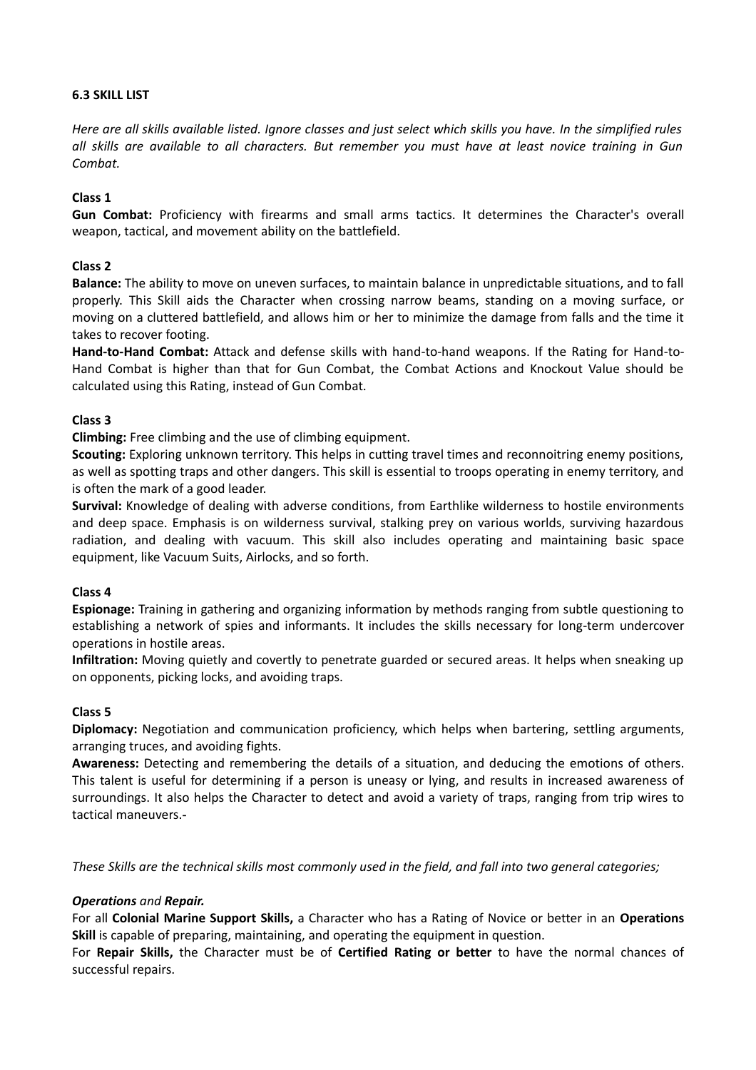### 6.3 SKILL LIST

*Here are all skills available listed. Ignore classes and just select which skills you have. In the simplified rules all skills are available to all characters. But remember you must have at least novice training in Gun Combat.*

#### Class 1

**Gun Combat:** Proficiency with firearms and small arms tactics. It determines the Character's overall weapon, tactical, and movement ability on the battlefield.

#### Class 2

**Balance:** The ability to move on uneven surfaces, to maintain balance in unpredictable situations, and to fall properly. This Skill aids the Character when crossing narrow beams, standing on a moving surface, or moving on a cluttered battlefield, and allows him or her to minimize the damage from falls and the time it takes to recover footing.

**Hand-to-Hand Combat:** Attack and defense skills with hand-to-hand weapons. If the Rating for Hand-to-Hand Combat is higher than that for Gun Combat, the Combat Actions and Knockout Value should be calculated using this Rating, instead of Gun Combat.

#### Class 3

**Climbing:** Free climbing and the use of climbing equipment.

**Scouting:** Exploring unknown territory. This helps in cutting travel times and reconnoitring enemy positions, as well as spotting traps and other dangers. This skill is essential to troops operating in enemy territory, and is often the mark of a good leader.

**Survival:** Knowledge of dealing with adverse conditions, from Earthlike wilderness to hostile environments and deep space. Emphasis is on wilderness survival, stalking prey on various worlds, surviving hazardous radiation, and dealing with vacuum. This skill also includes operating and maintaining basic space equipment, like Vacuum Suits, Airlocks, and so forth.

#### Class 4

**Espionage:** Training in gathering and organizing information by methods ranging from subtle questioning to establishing a network of spies and informants. It includes the skills necessary for long-term undercover operations in hostile areas.

**Infiltration:** Moving quietly and covertly to penetrate guarded or secured areas. It helps when sneaking up on opponents, picking locks, and avoiding traps.

#### Class 5

**Diplomacy:** Negotiation and communication proficiency, which helps when bartering, settling arguments, arranging truces, and avoiding fights.

**Awareness:** Detecting and remembering the details of a situation, and deducing the emotions of others. This talent is useful for determining if a person is uneasy or lying, and results in increased awareness of surroundings. It also helps the Character to detect and avoid a variety of traps, ranging from trip wires to tactical maneuvers.-

*These Skills are the technical skills most commonly used in the field, and fall into two general categories;*

***Operations** and **Repair.***

For all **Colonial Marine Support Skills,** a Character who has a Rating of Novice or better in an **Operations Skill** is capable of preparing, maintaining, and operating the equipment in question.

For **Repair Skills,** the Character must be of **Certified Rating or better** to have the normal chances of successful repairs.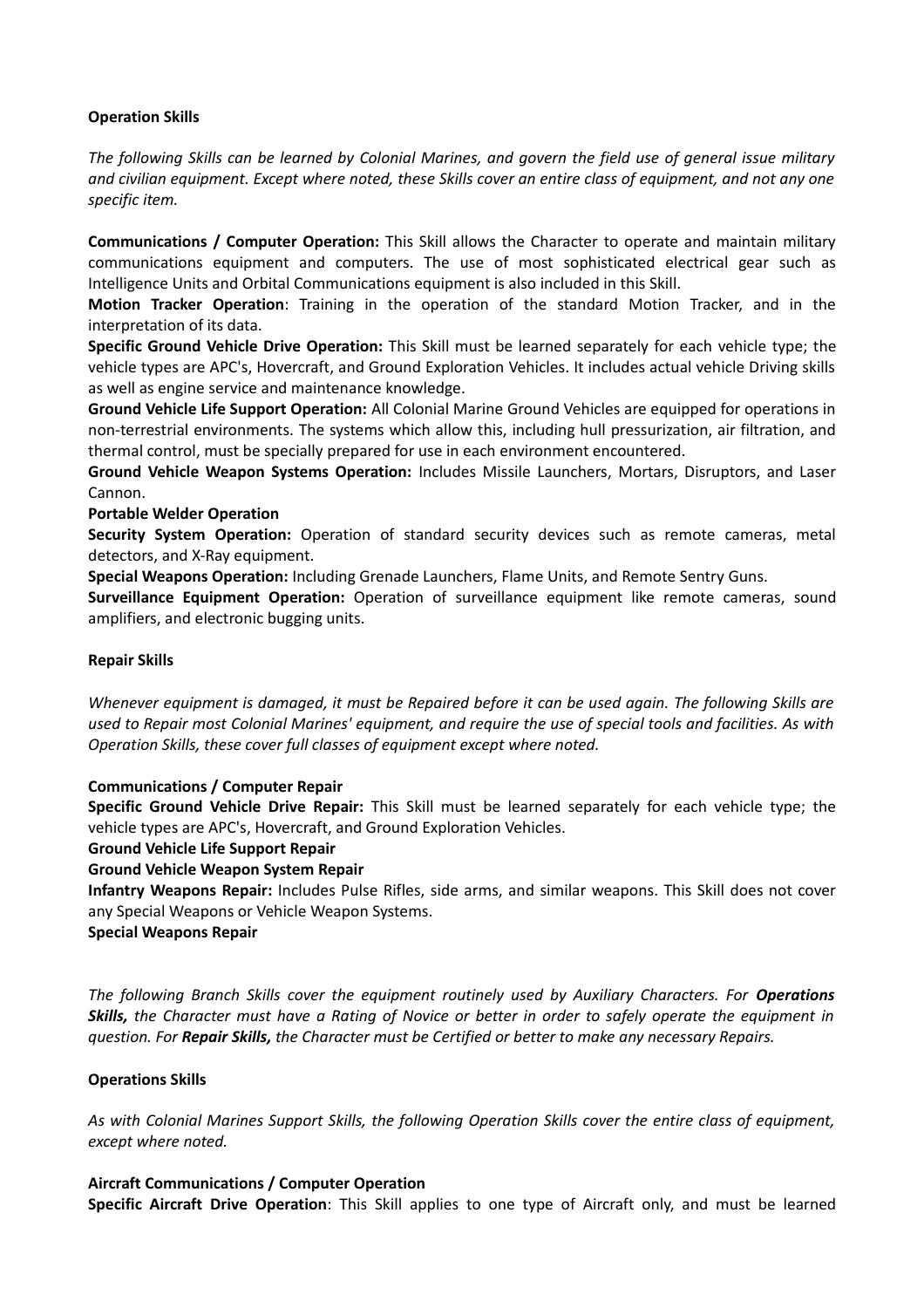### Operation Skills

*The following Skills can be learned by Colonial Marines, and govern the field use of general issue military and civilian equipment. Except where noted, these Skills cover an entire class of equipment, and not any one specific item.*

**Communications / Computer Operation:** This Skill allows the Character to operate and maintain military communications equipment and computers. The use of most sophisticated electrical gear such as Intelligence Units and Orbital Communications equipment is also included in this Skill.

**Motion Tracker Operation**: Training in the operation of the standard Motion Tracker, and in the interpretation of its data.

**Specific Ground Vehicle Drive Operation:** This Skill must be learned separately for each vehicle type; the vehicle types are APC's, Hovercraft, and Ground Exploration Vehicles. It includes actual vehicle Driving skills as well as engine service and maintenance knowledge.

**Ground Vehicle Life Support Operation:** All Colonial Marine Ground Vehicles are equipped for operations in non-terrestrial environments. The systems which allow this, including hull pressurization, air filtration, and thermal control, must be specially prepared for use in each environment encountered.

**Ground Vehicle Weapon Systems Operation:** Includes Missile Launchers, Mortars, Disruptors, and Laser Cannon.

**Portable Welder Operation**

**Security System Operation:** Operation of standard security devices such as remote cameras, metal detectors, and X-Ray equipment.

**Special Weapons Operation:** Including Grenade Launchers, Flame Units, and Remote Sentry Guns.

**Surveillance Equipment Operation:** Operation of surveillance equipment like remote cameras, sound amplifiers, and electronic bugging units.

### Repair Skills

*Whenever equipment is damaged, it must be Repaired before it can be used again. The following Skills are used to Repair most Colonial Marines' equipment, and require the use of special tools and facilities. As with Operation Skills, these cover full classes of equipment except where noted.*

**Communications / Computer Repair**

**Specific Ground Vehicle Drive Repair:** This Skill must be learned separately for each vehicle type; the vehicle types are APC's, Hovercraft, and Ground Exploration Vehicles.

**Ground Vehicle Life Support Repair**

**Ground Vehicle Weapon System Repair**

**Infantry Weapons Repair:** Includes Pulse Rifles, side arms, and similar weapons. This Skill does not cover any Special Weapons or Vehicle Weapon Systems.

**Special Weapons Repair**

*The following Branch Skills cover the equipment routinely used by Auxiliary Characters. For **Operations Skills,** the Character must have a Rating of Novice or better in order to safely operate the equipment in question. For **Repair Skills,** the Character must be Certified or better to make any necessary Repairs.*

### Operations Skills

*As with Colonial Marines Support Skills, the following Operation Skills cover the entire class of equipment, except where noted.*

**Aircraft Communications / Computer Operation**

**Specific Aircraft Drive Operation**: This Skill applies to one type of Aircraft only, and must be learned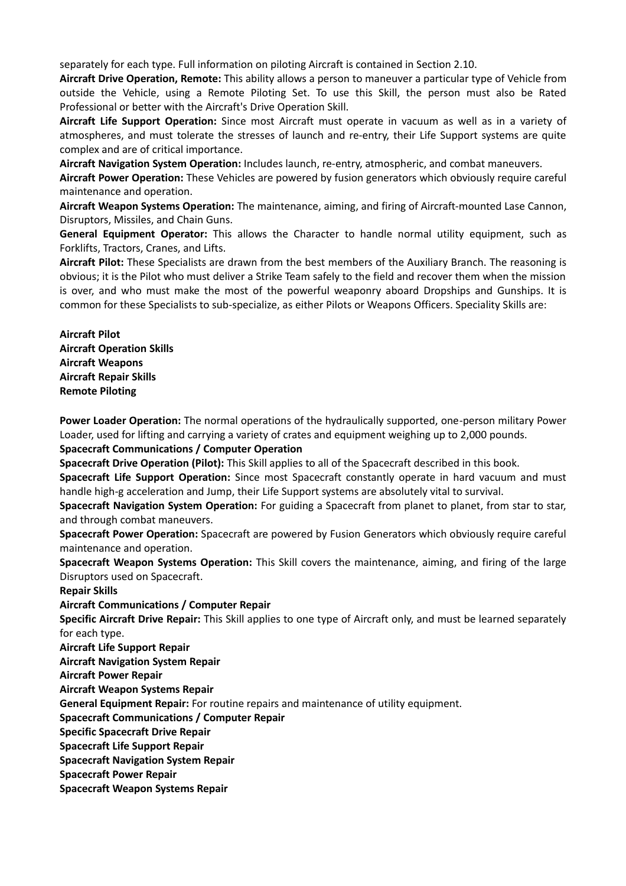separately for each type. Full information on piloting Aircraft is contained in Section 2.10.

**Aircraft Drive Operation, Remote:** This ability allows a person to maneuver a particular type of Vehicle from outside the Vehicle, using a Remote Piloting Set. To use this Skill, the person must also be Rated Professional or better with the Aircraft's Drive Operation Skill.

**Aircraft Life Support Operation:** Since most Aircraft must operate in vacuum as well as in a variety of atmospheres, and must tolerate the stresses of launch and re-entry, their Life Support systems are quite complex and are of critical importance.

**Aircraft Navigation System Operation:** Includes launch, re-entry, atmospheric, and combat maneuvers.

**Aircraft Power Operation:** These Vehicles are powered by fusion generators which obviously require careful maintenance and operation.

**Aircraft Weapon Systems Operation:** The maintenance, aiming, and firing of Aircraft-mounted Lase Cannon, Disruptors, Missiles, and Chain Guns.

**General Equipment Operator:** This allows the Character to handle normal utility equipment, such as Forklifts, Tractors, Cranes, and Lifts.

**Aircraft Pilot:** These Specialists are drawn from the best members of the Auxiliary Branch. The reasoning is obvious; it is the Pilot who must deliver a Strike Team safely to the field and recover them when the mission is over, and who must make the most of the powerful weaponry aboard Dropships and Gunships. It is common for these Specialists to sub-specialize, as either Pilots or Weapons Officers. Speciality Skills are:

**Aircraft Pilot**
**Aircraft Operation Skills**
**Aircraft Weapons**
**Aircraft Repair Skills**
**Remote Piloting**

**Power Loader Operation:** The normal operations of the hydraulically supported, one-person military Power Loader, used for lifting and carrying a variety of crates and equipment weighing up to 2,000 pounds.

**Spacecraft Communications / Computer Operation**

**Spacecraft Drive Operation (Pilot):** This Skill applies to all of the Spacecraft described in this book.

**Spacecraft Life Support Operation:** Since most Spacecraft constantly operate in hard vacuum and must handle high-g acceleration and Jump, their Life Support systems are absolutely vital to survival.

**Spacecraft Navigation System Operation:** For guiding a Spacecraft from planet to planet, from star to star, and through combat maneuvers.

**Spacecraft Power Operation:** Spacecraft are powered by Fusion Generators which obviously require careful maintenance and operation.

**Spacecraft Weapon Systems Operation:** This Skill covers the maintenance, aiming, and firing of the large Disruptors used on Spacecraft.

**Repair Skills**

**Aircraft Communications / Computer Repair**

**Specific Aircraft Drive Repair:** This Skill applies to one type of Aircraft only, and must be learned separately for each type.

**Aircraft Life Support Repair**

**Aircraft Navigation System Repair**

**Aircraft Power Repair**

**Aircraft Weapon Systems Repair**

**General Equipment Repair:** For routine repairs and maintenance of utility equipment.

**Spacecraft Communications / Computer Repair**

**Specific Spacecraft Drive Repair**

**Spacecraft Life Support Repair**

**Spacecraft Navigation System Repair**

**Spacecraft Power Repair**

**Spacecraft Weapon Systems Repair**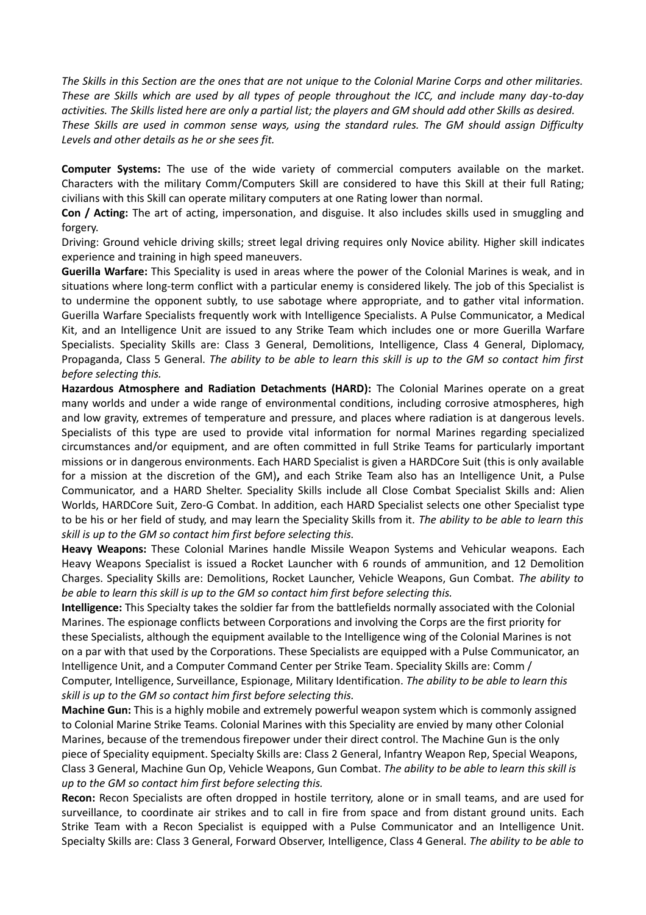*The Skills in this Section are the ones that are not unique to the Colonial Marine Corps and other militaries. These are Skills which are used by all types of people throughout the ICC, and include many day-to-day activities. The Skills listed here are only a partial list; the players and GM should add other Skills as desired. These Skills are used in common sense ways, using the standard rules. The GM should assign Difficulty Levels and other details as he or she sees fit.*

**Computer Systems:** The use of the wide variety of commercial computers available on the market. Characters with the military Comm/Computers Skill are considered to have this Skill at their full Rating; civilians with this Skill can operate military computers at one Rating lower than normal.

**Con / Acting:** The art of acting, impersonation, and disguise. It also includes skills used in smuggling and forgery.

Driving: Ground vehicle driving skills; street legal driving requires only Novice ability. Higher skill indicates experience and training in high speed maneuvers.

**Guerilla Warfare:** This Speciality is used in areas where the power of the Colonial Marines is weak, and in situations where long-term conflict with a particular enemy is considered likely. The job of this Specialist is to undermine the opponent subtly, to use sabotage where appropriate, and to gather vital information. Guerilla Warfare Specialists frequently work with Intelligence Specialists. A Pulse Communicator, a Medical Kit, and an Intelligence Unit are issued to any Strike Team which includes one or more Guerilla Warfare Specialists. Speciality Skills are: Class 3 General, Demolitions, Intelligence, Class 4 General, Diplomacy, Propaganda, Class 5 General. *The ability to be able to learn this skill is up to the GM so contact him first before selecting this.*

**Hazardous Atmosphere and Radiation Detachments (HARD):** The Colonial Marines operate on a great many worlds and under a wide range of environmental conditions, including corrosive atmospheres, high and low gravity, extremes of temperature and pressure, and places where radiation is at dangerous levels. Specialists of this type are used to provide vital information for normal Marines regarding specialized circumstances and/or equipment, and are often committed in full Strike Teams for particularly important missions or in dangerous environments. Each HARD Specialist is given a HARDCore Suit (this is only available for a mission at the discretion of the GM)**,** and each Strike Team also has an Intelligence Unit, a Pulse Communicator, and a HARD Shelter. Speciality Skills include all Close Combat Specialist Skills and: Alien Worlds, HARDCore Suit, Zero-G Combat. In addition, each HARD Specialist selects one other Specialist type to be his or her field of study, and may learn the Speciality Skills from it. *The ability to be able to learn this skill is up to the GM so contact him first before selecting this.*

**Heavy Weapons:** These Colonial Marines handle Missile Weapon Systems and Vehicular weapons. Each Heavy Weapons Specialist is issued a Rocket Launcher with 6 rounds of ammunition, and 12 Demolition Charges. Speciality Skills are: Demolitions, Rocket Launcher, Vehicle Weapons, Gun Combat. *The ability to be able to learn this skill is up to the GM so contact him first before selecting this.*

**Intelligence:** This Specialty takes the soldier far from the battlefields normally associated with the Colonial Marines. The espionage conflicts between Corporations and involving the Corps are the first priority for these Specialists, although the equipment available to the Intelligence wing of the Colonial Marines is not on a par with that used by the Corporations. These Specialists are equipped with a Pulse Communicator, an Intelligence Unit, and a Computer Command Center per Strike Team. Speciality Skills are: Comm / Computer, Intelligence, Surveillance, Espionage, Military Identification. *The ability to be able to learn this skill is up to the GM so contact him first before selecting this.*

**Machine Gun:** This is a highly mobile and extremely powerful weapon system which is commonly assigned to Colonial Marine Strike Teams. Colonial Marines with this Speciality are envied by many other Colonial Marines, because of the tremendous firepower under their direct control. The Machine Gun is the only piece of Speciality equipment. Specialty Skills are: Class 2 General, Infantry Weapon Rep, Special Weapons, Class 3 General, Machine Gun Op, Vehicle Weapons, Gun Combat. *The ability to be able to learn this skill is up to the GM so contact him first before selecting this.*

**Recon:** Recon Specialists are often dropped in hostile territory, alone or in small teams, and are used for surveillance, to coordinate air strikes and to call in fire from space and from distant ground units. Each Strike Team with a Recon Specialist is equipped with a Pulse Communicator and an Intelligence Unit. Specialty Skills are: Class 3 General, Forward Observer, Intelligence, Class 4 General. *The ability to be able to*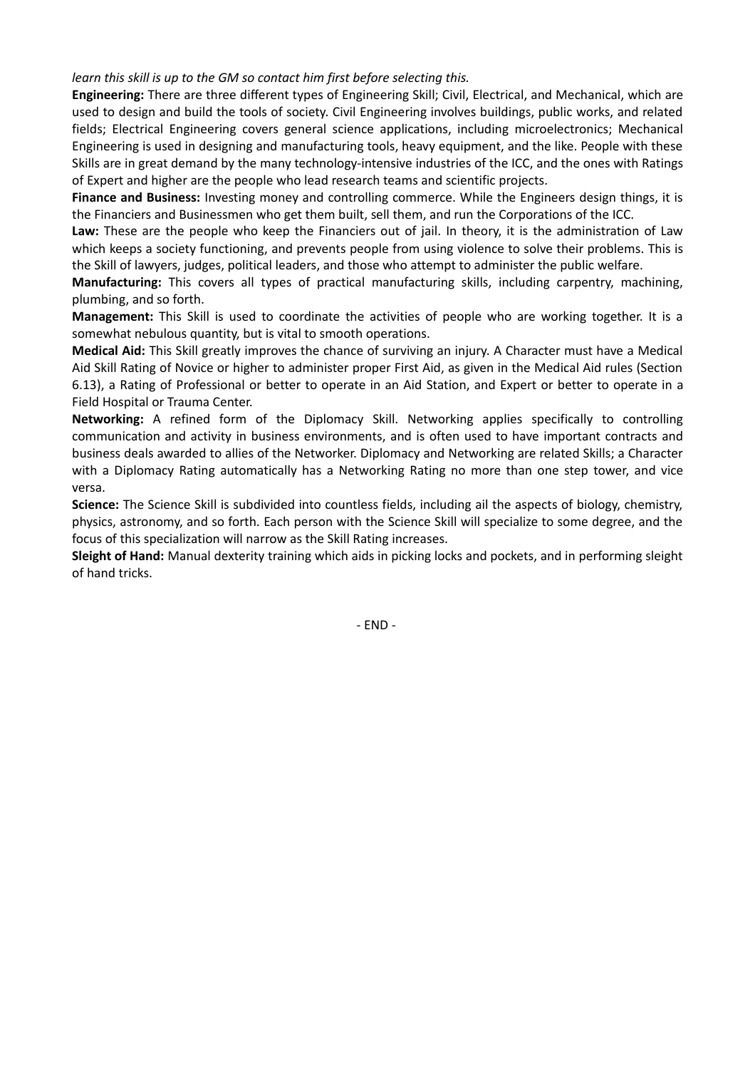*learn this skill is up to the GM so contact him first before selecting this.*

**Engineering:** There are three different types of Engineering Skill; Civil, Electrical, and Mechanical, which are used to design and build the tools of society. Civil Engineering involves buildings, public works, and related fields; Electrical Engineering covers general science applications, including microelectronics; Mechanical Engineering is used in designing and manufacturing tools, heavy equipment, and the like. People with these Skills are in great demand by the many technology-intensive industries of the ICC, and the ones with Ratings of Expert and higher are the people who lead research teams and scientific projects.

**Finance and Business:** Investing money and controlling commerce. While the Engineers design things, it is the Financiers and Businessmen who get them built, sell them, and run the Corporations of the ICC.

**Law:** These are the people who keep the Financiers out of jail. In theory, it is the administration of Law which keeps a society functioning, and prevents people from using violence to solve their problems. This is the Skill of lawyers, judges, political leaders, and those who attempt to administer the public welfare.

**Manufacturing:** This covers all types of practical manufacturing skills, including carpentry, machining, plumbing, and so forth.

**Management:** This Skill is used to coordinate the activities of people who are working together. It is a somewhat nebulous quantity, but is vital to smooth operations.

**Medical Aid:** This Skill greatly improves the chance of surviving an injury. A Character must have a Medical Aid Skill Rating of Novice or higher to administer proper First Aid, as given in the Medical Aid rules (Section 6.13), a Rating of Professional or better to operate in an Aid Station, and Expert or better to operate in a Field Hospital or Trauma Center.

**Networking:** A refined form of the Diplomacy Skill. Networking applies specifically to controlling communication and activity in business environments, and is often used to have important contracts and business deals awarded to allies of the Networker. Diplomacy and Networking are related Skills; a Character with a Diplomacy Rating automatically has a Networking Rating no more than one step tower, and vice versa.

**Science:** The Science Skill is subdivided into countless fields, including ail the aspects of biology, chemistry, physics, astronomy, and so forth. Each person with the Science Skill will specialize to some degree, and the focus of this specialization will narrow as the Skill Rating increases.

**Sleight of Hand:** Manual dexterity training which aids in picking locks and pockets, and in performing sleight of hand tricks.

- END -